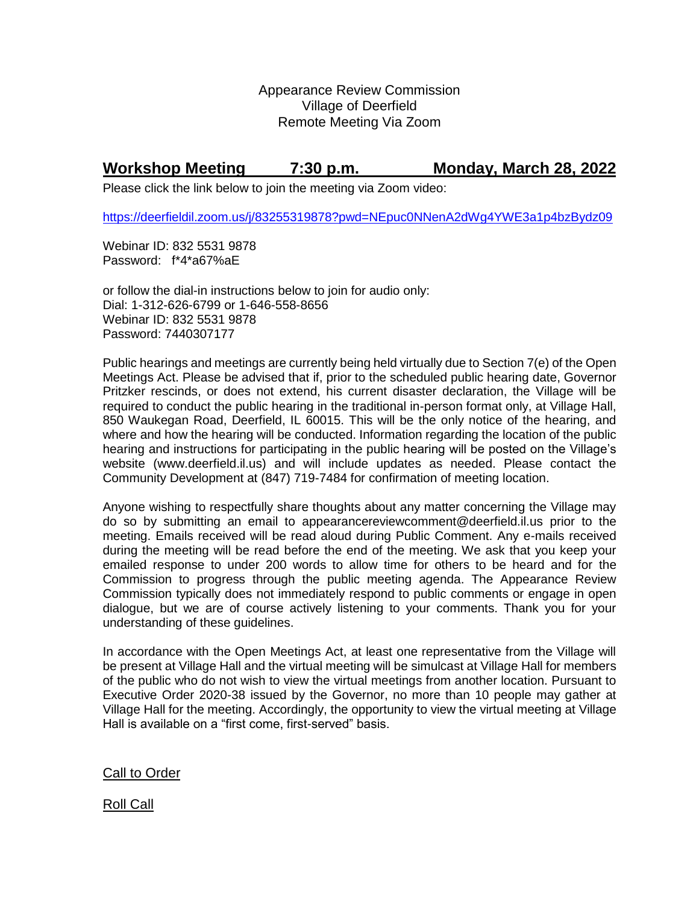Appearance Review Commission
Village of Deerfield
Remote Meeting Via Zoom

## Workshop Meeting 7:30 p.m. Monday, March 28, 2022

Please click the link below to join the meeting via Zoom video:

https://deerfieldil.zoom.us/j/83255319878?pwd=NEpuc0NNenA2dWg4YWE3a1p4bzBydz09

Webinar ID: 832 5531 9878
Password: f*4*a67%aE

or follow the dial-in instructions below to join for audio only:
Dial: 1-312-626-6799 or 1-646-558-8656
Webinar ID: 832 5531 9878
Password: 7440307177

Public hearings and meetings are currently being held virtually due to Section 7(e) of the Open Meetings Act. Please be advised that if, prior to the scheduled public hearing date, Governor Pritzker rescinds, or does not extend, his current disaster declaration, the Village will be required to conduct the public hearing in the traditional in-person format only, at Village Hall, 850 Waukegan Road, Deerfield, IL 60015. This will be the only notice of the hearing, and where and how the hearing will be conducted. Information regarding the location of the public hearing and instructions for participating in the public hearing will be posted on the Village's website (www.deerfield.il.us) and will include updates as needed. Please contact the Community Development at (847) 719-7484 for confirmation of meeting location.

Anyone wishing to respectfully share thoughts about any matter concerning the Village may do so by submitting an email to appearancereviewcomment@deerfield.il.us prior to the meeting. Emails received will be read aloud during Public Comment. Any e-mails received during the meeting will be read before the end of the meeting. We ask that you keep your emailed response to under 200 words to allow time for others to be heard and for the Commission to progress through the public meeting agenda. The Appearance Review Commission typically does not immediately respond to public comments or engage in open dialogue, but we are of course actively listening to your comments. Thank you for your understanding of these guidelines.

In accordance with the Open Meetings Act, at least one representative from the Village will be present at Village Hall and the virtual meeting will be simulcast at Village Hall for members of the public who do not wish to view the virtual meetings from another location. Pursuant to Executive Order 2020-38 issued by the Governor, no more than 10 people may gather at Village Hall for the meeting. Accordingly, the opportunity to view the virtual meeting at Village Hall is available on a "first come, first-served" basis.

Call to Order

Roll Call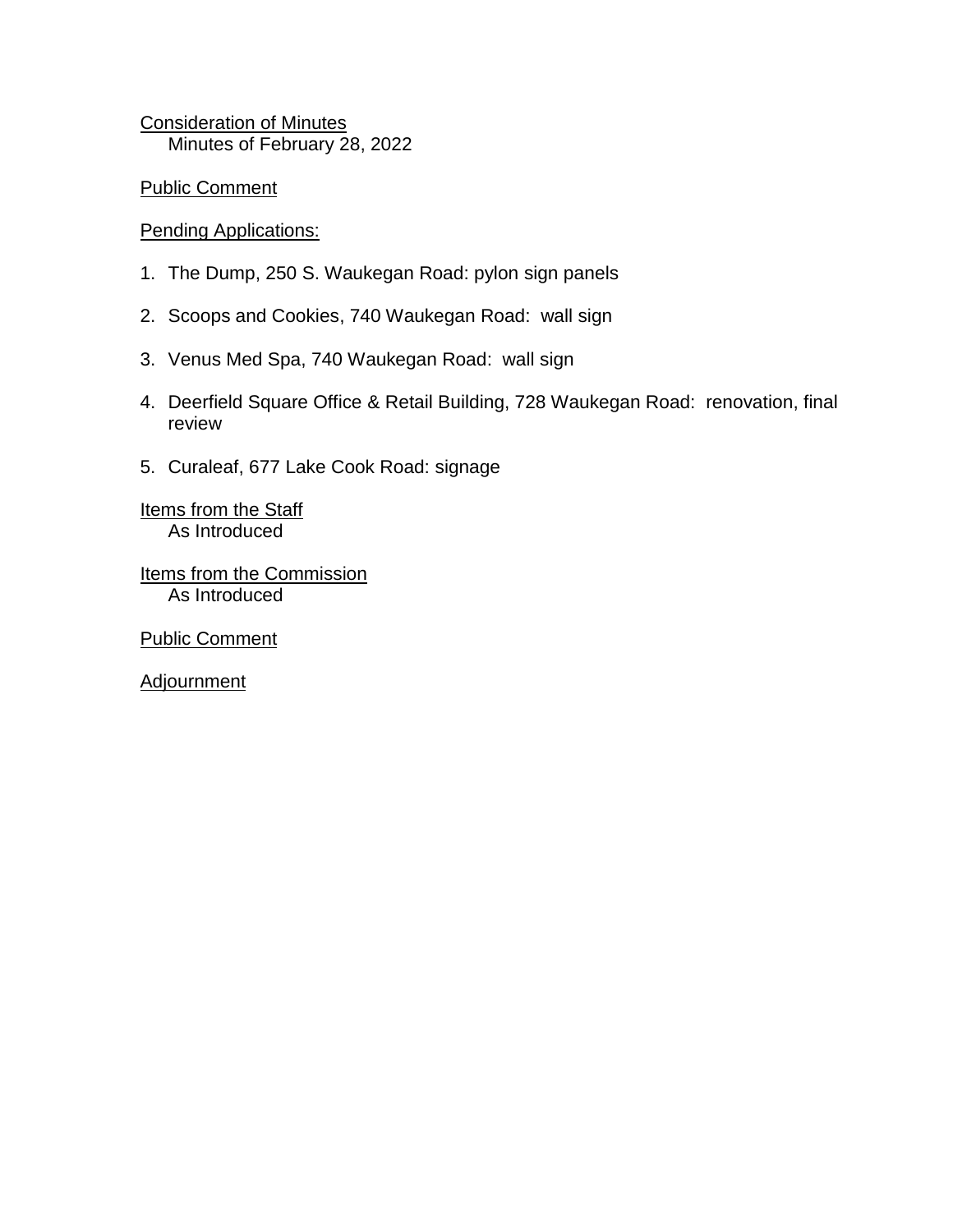Consideration of Minutes

Minutes of February 28, 2022

Public Comment

Pending Applications:

1. The Dump, 250 S. Waukegan Road: pylon sign panels
2. Scoops and Cookies, 740 Waukegan Road: wall sign
3. Venus Med Spa, 740 Waukegan Road: wall sign
4. Deerfield Square Office & Retail Building, 728 Waukegan Road: renovation, final review
5. Curaleaf, 677 Lake Cook Road: signage

Items from the Staff

As Introduced

Items from the Commission

As Introduced

Public Comment

Adjournment